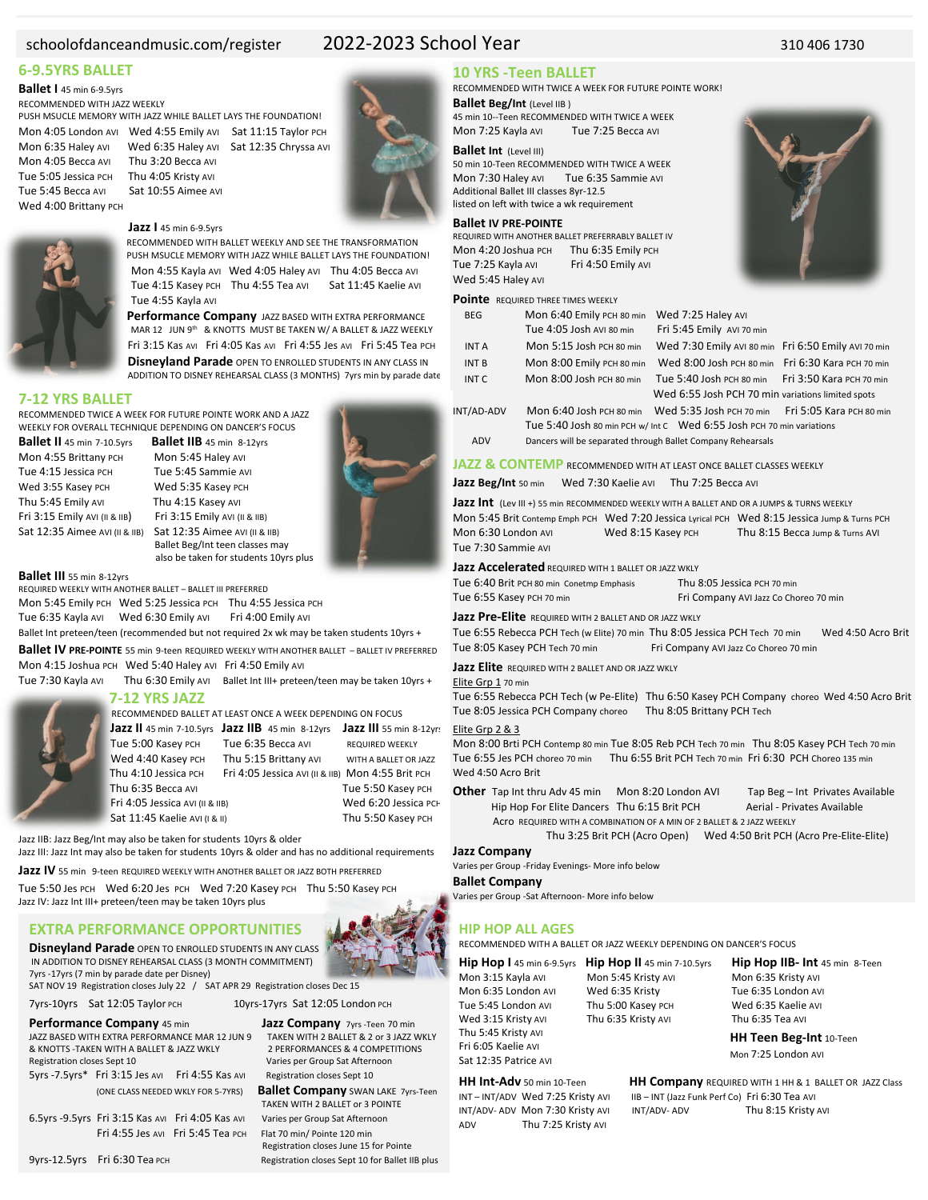schoolofdanceandmusic.com/register — 2022-2023 School Year — 310 406 1730

## 6-9.5YRS BALLET

**Ballet I** 45 min 6-9.5yrs
RECOMMENDED WITH JAZZ WEEKLY
PUSH MSUCLE MEMORY WITH JAZZ WHILE BALLET LAYS THE FOUNDATION!

Mon 4:05 London AVI — Wed 4:55 Emily AVI — Sat 11:15 Taylor PCH
Mon 6:35 Haley AVI — Wed 6:35 Haley AVI — Sat 12:35 Chryssa AVI
Mon 4:05 Becca AVI — Thu 3:20 Becca AVI
Tue 5:05 Jessica PCH — Thu 4:05 Kristy AVI
Tue 5:45 Becca AVI — Sat 10:55 Aimee AVI
Wed 4:00 Brittany PCH

**Jazz I** 45 min 6-9.5yrs
RECOMMENDED WITH BALLET WEEKLY AND SEE THE TRANSFORMATION
PUSH MUSCLE MEMORY WITH JAZZ WHILE BALLET LAYS THE FOUNDATION!

Mon 4:55 Kayla AVI — Wed 4:05 Haley AVI — Thu 4:05 Becca AVI
Tue 4:15 Kasey PCH — Thu 4:55 Tea AVI — Sat 11:45 Kaelie AVI
Tue 4:55 Kayla AVI

**Performance Company** JAZZ BASED WITH EXTRA PERFORMANCE MAR 12 JUN 9th & KNOTTS MUST BE TAKEN W/ A BALLET & JAZZ WEEKLY
Fri 3:15 Kas AVI — Fri 4:05 Kas AVI — Fri 4:55 Jes AVI — Fri 5:45 Tea PCH

**Disneyland Parade** OPEN TO ENROLLED STUDENTS IN ANY CLASS IN ADDITION TO DISNEY REHEARSAL CLASS (3 MONTHS) 7yrs min by parade date

## 7-12 YRS BALLET

RECOMMENDED TWICE A WEEK FOR FUTURE POINTE WORK AND A JAZZ WEEKLY FOR OVERALL TECHNIQUE DEPENDING ON DANCER'S FOCUS

**Ballet II** 45 min 7-10.5yrs
Mon 4:05 Brittany PCH
Tue 4:15 Jessica PCH
Wed 3:55 Kasey PCH
Thu 5:45 Emily AVI
Fri 3:15 Emily AVI (II & IIB)
Sat 12:35 Aimee AVI (II & IIB)

**Ballet IIB** 45 min 8-12yrs
Mon 5:45 Haley AVI
Tue 5:45 Sammie AVI
Wed 5:35 Kasey PCH
Thu 4:15 Kasey AVI
Fri 3:15 Emily AVI (II & IIB)
Sat 12:35 Aimee AVI (II & IIB)
Ballet Beg/Int teen classes may also be taken for students 10yrs plus

**Ballet III** 55 min 8-12yrs
REQUIRED WEEKLY WITH ANOTHER BALLET – BALLET III PREFERRED
Mon 5:45 Emily PCH — Wed 5:25 Jessica PCH — Thu 4:55 Jessica PCH
Tue 6:35 Kayla AVI — Wed 6:30 Emily AVI — Fri 4:00 Emily AVI
Ballet Int preteen/teen (recommended but not required 2x wk may be taken students 10yrs +

**Ballet IV PRE-POINTE** 55 min 9-teen REQUIRED WEEKLY WITH ANOTHER BALLET – BALLET IV PREFERRED
Mon 4:15 Joshua PCH — Wed 5:40 Haley AVI — Fri 4:50 Emily AVI
Tue 7:30 Kayla AVI — Thu 6:30 Emily AVI — Ballet Int III+ preteen/teen may be taken 10yrs +

## 7-12 YRS JAZZ

RECOMMENDED BALLET AT LEAST ONCE A WEEK DEPENDING ON FOCUS

**Jazz II** 45 min 7-10.5yrs
Tue 5:00 Kasey PCH
Wed 4:40 Kasey PCH
Thu 4:10 Jessica PCH
Thu 6:35 Becca AVI
Fri 4:05 Jessica AVI (II & IIB)
Sat 11:45 Kaelie AVI (I & II)

**Jazz IIB** 45 min 8-12yrs
Tue 6:35 Becca AVI
Thu 5:15 Brittany AVI
Fri 4:05 Jessica AVI (II & IIB)

**Jazz III** 55 min 8-12yrs
REQUIRED WEEKLY WITH A BALLET OR JAZZ
Mon 4:55 Brit PCH
Tue 5:50 Kasey PCH
Wed 6:20 Jessica PCH
Thu 5:50 Kasey PCH

Jazz IIB: Jazz Beg/Int may also be taken for students 10yrs & older
Jazz III: Jazz Int may also be taken for students 10yrs & older and has no additional requirements

**Jazz IV** 55 min 9-teen REQUIRED WEEKLY WITH ANOTHER BALLET OR JAZZ BOTH PREFERRED
Tue 5:50 Jes PCH — Wed 6:20 Jes PCH — Wed 7:20 Kasey PCH — Thu 5:50 Jes PCH
Jazz IV: Jazz Int III+ preteen/teen may be taken 10yrs plus

## EXTRA PERFORMANCE OPPORTUNITIES

**Disneyland Parade** OPEN TO ENROLLED STUDENTS IN ANY CLASS IN ADDITION TO DISNEY REHEARSAL CLASS (3 MONTH COMMITMENT)
7yrs -17yrs (7 min by parade date per Disney)
SAT NOV 19 Registration closes July 22 / SAT APR 29 Registration closes Dec 15

7yrs-10yrs Sat 12:05 Taylor PCH — 10yrs-17yrs Sat 12:05 London PCH

**Performance Company** 45 min
JAZZ BASED WITH EXTRA PERFORMANCE MAR 12 JUN 9 & KNOTTS -TAKEN WITH A BALLET & JAZZ WKLY
Registration closes Sept 10

5yrs -7.5yrs* Fri 3:15 Jes AVI — Fri 4:55 Kas AVI
(ONE CLASS NEEDED WKLY FOR 5-7YRS)

6.5yrs -9.5yrs Fri 3:15 Kas AVI — Fri 4:05 Kas AVI — Fri 4:55 Jes AVI — Fri 5:45 Tea PCH

9yrs-12.5yrs Fri 6:30 Tea PCH

**Jazz Company** 7yrs -Teen 70 min
TAKEN WITH 2 BALLET & 2 or 3 JAZZ WKLY
2 PERFORMANCES & 4 COMPETITIONS
Varies per Group Sat Afternoon
Registration closes Sept 10

**Ballet Company** SWAN LAKE 7yrs-Teen
TAKEN WITH 2 BALLET or 3 POINTE
Varies per Group Sat Afternoon
Flat 70 min/ Pointe 120 min
Registration closes June 15 for Pointe
Registration closes Sept 10 for Ballet IIB plus

## 10 YRS -Teen BALLET

RECOMMENDED WITH TWICE A WEEK FOR FUTURE POINTE WORK!

**Ballet Beg/Int** (Level IIB)
45 min 10--Teen RECOMMENDED WITH TWICE A WEEK
Mon 7:25 Kayla AVI — Tue 7:25 Becca AVI

**Ballet Int** (Level III)
50 min 10-Teen RECOMMENDED WITH TWICE A WEEK
Mon 7:30 Haley AVI — Tue 6:35 Sammie AVI
Additional Ballet III classes 8yr-12.5 listed on left with twice a wk requirement

**Ballet IV PRE-POINTE**
REQUIRED WITH ANOTHER BALLET PREFERRABLY BALLET IV
Mon 4:20 Joshua PCH — Thu 6:35 Emily PCH
Tue 7:25 Kayla AVI — Fri 4:50 Emily AVI
Wed 5:45 Haley AVI

**Pointe** REQUIRED THREE TIMES WEEKLY

| Level | Classes | | |
|---|---|---|---|
| BEG | Mon 6:40 Emily PCH 80 min | Wed 7:25 Haley AVI | |
| | Tue 4:05 Josh AVI 80 min | Fri 5:45 Emily AVI 70 min | |
| INT A | Mon 5:15 Josh PCH 80 min | Wed 7:30 Emily AVI 80 min | Fri 6:50 Emily AVI 70 min |
| INT B | Mon 8:00 Emily PCH 80 min | Wed 8:00 Josh PCH 80 min | Fri 6:30 Kara PCH 70 min |
| INT C | Mon 8:00 Josh PCH 80 min | Tue 5:40 Josh PCH 80 min | Fri 3:50 Kara PCH 70 min |
| | | Wed 6:55 Josh PCH 70 min variations limited spots | |
| INT/AD-ADV | Mon 6:40 Josh PCH 80 min | Wed 5:35 Josh PCH 70 min | Fri 5:05 Kara PCH 80 min |
| | Tue 5:40 Josh 80 min PCH w/ Int C | Wed 6:55 Josh PCH 70 min variations | |
| ADV | Dancers will be separated through Ballet Company Rehearsals | | |

## JAZZ & CONTEMP

RECOMMENDED WITH AT LEAST ONCE BALLET CLASSES WEEKLY

**Jazz Beg/Int** 50 min — Wed 7:30 Kaelie AVI — Thu 7:25 Becca AVI

**Jazz Int** (Lev III +) 55 min RECOMMENDED WEEKLY WITH A BALLET AND OR A JUMPS & TURNS WEEKLY
Mon 5:45 Brit Contemp Emph PCH — Wed 7:20 Jessica Lyrical PCH — Wed 8:15 Jessica Jump & Turns PCH
Mon 6:30 London AVI — Wed 8:15 Kasey PCH — Thu 8:15 Becca Jump & Turns AVI
Tue 7:30 Sammie AVI

**Jazz Accelerated** REQUIRED WITH 1 BALLET OR JAZZ WKLY
Tue 6:40 Brit PCH 80 min Conetmp Emphasis — Thu 8:05 Jessica PCH 70 min
Tue 6:55 Kasey PCH 70 min — Fri Company AVI Jazz Co Choreo 70 min

**Jazz Pre-Elite** REQUIRED WITH 2 BALLET AND OR JAZZ WKLY
Tue 6:55 Rebecca PCH Tech (w Elite) 70 min — Thu 8:05 Jessica PCH Tech 70 min — Wed 4:50 Acro Brit
Tue 8:05 Kasey PCH Tech 70 min — Fri Company AVI Jazz Co Choreo 70 min

**Jazz Elite** REQUIRED WITH 2 BALLET AND OR JAZZ WKLY

Elite Grp 1 70 min
Tue 6:55 Rebecca PCH Tech (w Pe-Elite) — Thu 6:50 Kasey PCH Company choreo — Wed 4:50 Acro Brit
Tue 8:05 Jessica PCH Company choreo — Thu 8:05 Brittany PCH Tech

Elite Grp 2 & 3
Mon 8:00 Brti PCH Contemp 80 min — Tue 8:05 Reb PCH Tech 70 min — Thu 8:05 Kasey PCH Tech 70 min
Tue 6:55 Jes PCH choreo 70 min — Thu 6:55 Brit PCH Tech 70 min — Fri 6:30 PCH Choreo 135 min
Wed 4:50 Acro Brit

**Other** Tap Int thru Adv 45 min — Mon 8:20 London AVI — Tap Beg – Int Privates Available
Hip Hop For Elite Dancers Thu 6:15 Brit PCH — Aerial - Privates Available
Acro REQUIRED WITH A COMBINATION OF A MIN OF 2 BALLET & 2 JAZZ WEEKLY
Thu 3:25 Brit PCH (Acro Open) — Wed 4:50 Brit PCH (Acro Pre-Elite-Elite)

**Jazz Company**
Varies per Group -Friday Evenings- More info below

**Ballet Company**
Varies per Group -Sat Afternoon- More info below

## HIP HOP ALL AGES

RECOMMENDED WITH A BALLET OR JAZZ WEEKLY DEPENDING ON DANCER'S FOCUS

**Hip Hop I** 45 min 6-9.5yrs
Mon 3:15 Kayla AVI
Mon 6:35 London AVI
Tue 5:45 London AVI
Wed 3:15 Kristy AVI
Thu 5:45 Kristy AVI
Fri 6:05 Kaelie AVI
Sat 12:35 Patrice AVI

**Hip Hop II** 45 min 7-10.5yrs
Mon 5:45 Kristy AVI
Wed 6:35 Kristy
Thu 5:00 Kasey PCH
Thu 6:35 Kristy AVI

**Hip Hop IIB- Int** 45 min 8-Teen
Mon 6:35 Kristy AVI
Tue 6:35 London AVI
Wed 6:35 Kaelie AVI
Thu 6:35 Tea AVI

**HH Teen Beg-Int** 10-Teen
Mon 7:25 London AVI

**HH Int-Adv** 50 min 10-Teen
INT – INT/ADV Wed 7:25 Kristy AVI
INT/ADV- ADV Mon 7:30 Kristy AVI
ADV Thu 7:25 Kristy AVI

**HH Company** REQUIRED WITH 1 HH & 1 BALLET OR JAZZ Class
IIB – INT (Jazz Funk Perf Co) Fri 6:30 Tea AVI
INT/ADV- ADV Thu 8:15 Kristy AVI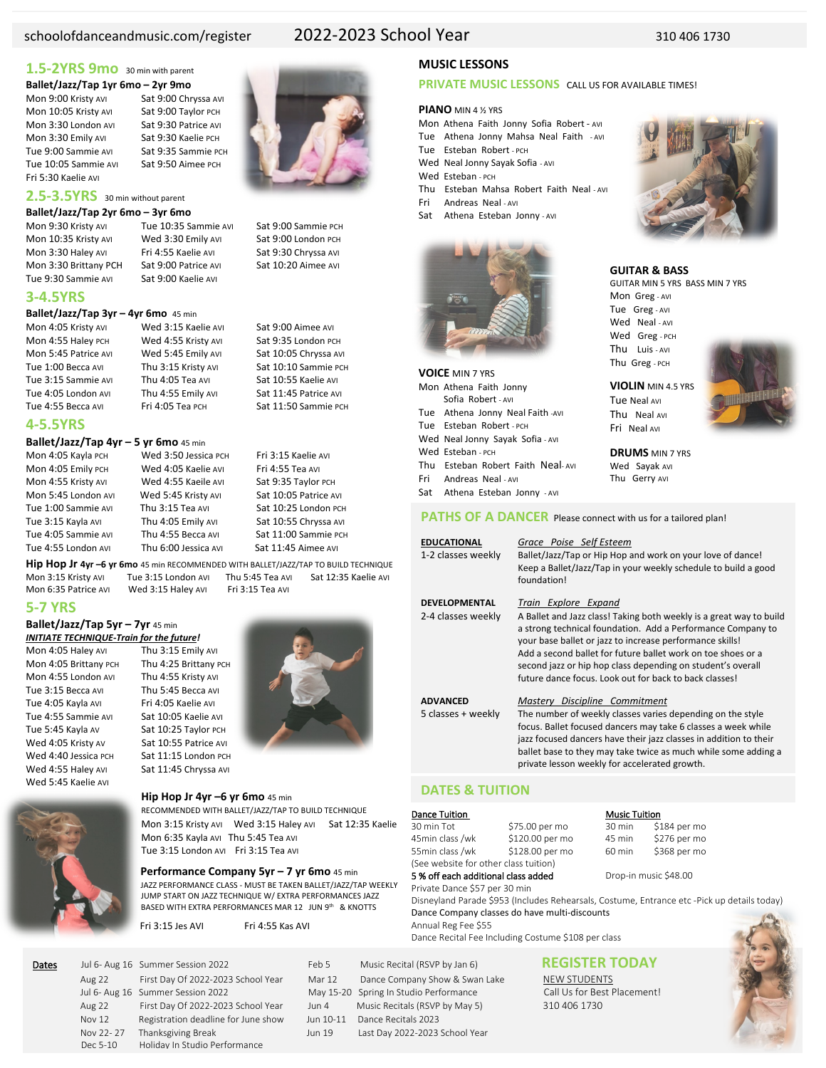schoolofdanceandmusic.com/register

# 2022-2023 School Year

310 406 1730

## 1.5-2YRS 9mo

30 min with parent

### Ballet/Jazz/Tap 1yr 6mo – 2yr 9mo

| | |
|---|---|
| Mon 9:00 Kristy AVI | Sat 9:00 Chryssa AVI |
| Mon 10:05 Kristy AVI | Sat 9:00 Taylor PCH |
| Mon 3:30 London AVI | Sat 9:30 Patrice AVI |
| Mon 3:30 Emily AVI | Sat 9:30 Kaelie PCH |
| Tue 9:00 Sammie AVI | Sat 9:35 Sammie PCH |
| Tue 10:05 Sammie AVI | Sat 9:50 Aimee PCH |
| Fri 5:30 Kaelie AVI | |

## 2.5-3.5YRS

30 min without parent

### Ballet/Jazz/Tap 2yr 6mo – 3yr 6mo

| | | |
|---|---|---|
| Mon 9:30 Kristy AVI | Tue 10:35 Sammie AVI | Sat 9:00 Sammie PCH |
| Mon 10:35 Kristy AVI | Wed 3:30 Emily AVI | Sat 9:00 London PCH |
| Mon 3:30 Haley AVI | Fri 4:55 Kaelie AVI | Sat 9:30 Chryssa AVI |
| Mon 3:30 Brittany PCH | Sat 9:00 Patrice AVI | Sat 10:20 Aimee AVI |
| Tue 9:30 Sammie AVI | Sat 9:00 Kaelie AVI | |

## 3-4.5YRS

### Ballet/Jazz/Tap 3yr – 4yr 6mo

45 min

| | | |
|---|---|---|
| Mon 4:05 Kristy AVI | Wed 3:15 Kaelie AVI | Sat 9:00 Aimee AVI |
| Mon 4:55 Haley PCH | Wed 4:55 Kristy AVI | Sat 9:35 London PCH |
| Mon 5:45 Patrice AVI | Wed 5:45 Emily AVI | Sat 10:05 Chryssa AVI |
| Tue 1:00 Becca AVI | Thu 3:15 Kristy AVI | Sat 10:10 Sammie PCH |
| Tue 3:15 Sammie AVI | Thu 4:05 Tea AVI | Sat 10:55 Kaelie AVI |
| Tue 4:05 London AVI | Thu 4:55 Emily AVI | Sat 11:45 Patrice AVI |
| Tue 4:55 Becca AVI | Fri 4:05 Tea PCH | Sat 11:50 Sammie PCH |

## 4-5.5YRS

### Ballet/Jazz/Tap 4yr – 5 yr 6mo

45 min

| | | |
|---|---|---|
| Mon 4:05 Kayla PCH | Wed 3:50 Jessica PCH | Fri 3:15 Kaelie AVI |
| Mon 4:05 Emily PCH | Wed 4:05 Kaelie AVI | Fri 4:55 Tea AVI |
| Mon 4:55 Kristy AVI | Wed 4:55 Kaelie AVI | Sat 9:35 Taylor PCH |
| Mon 5:45 London AVI | Wed 5:45 Kristy AVI | Sat 10:05 Patrice AVI |
| Tue 1:00 Sammie AVI | Thu 3:15 Tea AVI | Sat 10:25 London PCH |
| Tue 3:15 Kayla AVI | Thu 4:05 Emily AVI | Sat 10:55 Chryssa AVI |
| Tue 4:05 Sammie AVI | Thu 4:55 Becca AVI | Sat 11:00 Sammie PCH |
| Tue 4:55 London AVI | Thu 6:00 Jessica AVI | Sat 11:45 Aimee AVI |

**Hip Hop Jr** **4yr –6 yr 6mo** 45 min RECOMMENDED WITH BALLET/JAZZ/TAP TO BUILD TECHNIQUE

| | | | |
|---|---|---|---|
| Mon 3:15 Kristy AVI | Tue 3:15 London AVI | Thu 5:45 Tea AVI | Sat 12:35 Kaelie AVI |
| Mon 6:35 Patrice AVI | Wed 3:15 Haley AVI | Fri 3:15 Tea AVI | |

## 5-7 YRS

### Ballet/Jazz/Tap 5yr – 7yr

45 min

***INITIATE TECHNIQUE-Train for the future!***

| | |
|---|---|
| Mon 4:05 Haley AVI | Thu 3:15 Emily AVI |
| Mon 4:05 Brittany PCH | Thu 4:25 Brittany PCH |
| Mon 4:55 London AVI | Thu 4:55 Kristy AVI |
| Tue 3:15 Becca AVI | Thu 5:45 Becca AVI |
| Tue 4:05 Kayla AVI | Fri 4:05 Kaelie AVI |
| Tue 4:55 Sammie AVI | Sat 10:05 Kaelie AVI |
| Tue 5:45 Kayla AV | Sat 10:25 Taylor PCH |
| Wed 4:05 Kristy AV | Sat 10:55 Patrice AVI |
| Wed 4:40 Jessica PCH | Sat 11:15 London PCH |
| Wed 4:55 Haley AVI | Sat 11:45 Chryssa AVI |
| Wed 5:45 Kaelie AVI | |

### Hip Hop Jr 4yr –6 yr 6mo

45 min

RECOMMENDED WITH BALLET/JAZZ/TAP TO BUILD TECHNIQUE

| | | |
|---|---|---|
| Mon 3:15 Kristy AVI | Wed 3:15 Haley AVI | Sat 12:35 Kaelie |
| Mon 6:35 Kayla AVI | Thu 5:45 Tea AVI | |
| Tue 3:15 London AVI | Fri 3:15 Tea AVI | |

### Performance Company 5yr – 7 yr 6mo

45 min

JAZZ PERFORMANCE CLASS - MUST BE TAKEN BALLET/JAZZ/TAP WEEKLY JUMP START ON JAZZ TECHNIQUE W/ EXTRA PERFORMANCES JAZZ BASED WITH EXTRA PERFORMANCES MAR 12 JUN 9th & KNOTTS

Fri 3:15 Jes AVI

Fri 4:55 Kas AVI

## MUSIC LESSONS

### PRIVATE MUSIC LESSONS

CALL US FOR AVAILABLE TIMES!

**PIANO** MIN 4 ½ YRS

- Mon Athena Faith Jonny Sofia Robert - AVI
- Tue Athena Jonny Mahsa Neal Faith - AVI
- Tue Esteban Robert - PCH
- Wed Neal Jonny Sayak Sofia - AVI
- Wed Esteban - PCH
- Thu Esteban Mahsa Robert Faith Neal - AVI
- Fri Andreas Neal - AVI
- Sat Athena Esteban Jonny - AVI

**VOICE** MIN 7 YRS

- Mon Athena Faith Jonny Sofia Robert - AVI
- Tue Athena Jonny Neal Faith -AVI
- Tue Esteban Robert - PCH
- Wed Neal Jonny Sayak Sofia - AVI
- Wed Esteban - PCH
- Thu Esteban Robert Faith Neal- AVI
- Fri Andreas Neal - AVI
- Sat Athena Esteban Jonny - AVI

**GUITAR & BASS**

GUITAR MIN 5 YRS BASS MIN 7 YRS

- Mon Greg - AVI
- Tue Greg - AVI
- Wed Neal - AVI
- Wed Greg - PCH
- Thu Luis - AVI
- Thu Greg - PCH

**VIOLIN** MIN 4.5 YRS

- Tue Neal AVI
- Thu Neal AVI
- Fri Neal AVI

**DRUMS** MIN 7 YRS

- Wed Sayak AVI
- Thu Gerry AVI

## PATHS OF A DANCER

Please connect with us for a tailored plan!

**EDUCATIONAL**
1-2 classes weekly

*Grace Poise Self Esteem*

Ballet/Jazz/Tap or Hip Hop and work on your love of dance! Keep a Ballet/Jazz/Tap in your weekly schedule to build a good foundation!

**DEVELOPMENTAL**
2-4 classes weekly

*Train Explore Expand*

A Ballet and Jazz class! Taking both weekly is a great way to build a strong technical foundation. Add a Performance Company to your base ballet or jazz to increase performance skills! Add a second ballet for future ballet work on toe shoes or a second jazz or hip hop class depending on student's overall future dance focus. Look out for back to back classes!

**ADVANCED**
5 classes + weekly

*Mastery Discipline Commitment*

The number of weekly classes varies depending on the style focus. Ballet focused dancers may take 6 classes a week while jazz focused dancers have their jazz classes in addition to their ballet base to they may take twice as much while some adding a private lesson weekly for accelerated growth.

## DATES & TUITION

**Dance Tuition**

| | |
|---|---|
| 30 min Tot | $75.00 per mo |
| 45min class /wk | $120.00 per mo |
| 55min class /wk | $128.00 per mo |

(See website for other class tuition)

**5 % off each additional class added**

**Music Tuition**

| | |
|---|---|
| 30 min | $184 per mo |
| 45 min | $276 per mo |
| 60 min | $368 per mo |

Drop-in music $48.00

Private Dance $57 per 30 min

Disneyland Parade $953 (Includes Rehearsals, Costume, Entrance etc -Pick up details today)

Dance Company classes do have multi-discounts

Annual Reg Fee $55

Dance Recital Fee Including Costume $108 per class

**Dates**

| | |
|---|---|
| Jul 6- Aug 16 | Summer Session 2022 |
| Aug 22 | First Day Of 2022-2023 School Year |
| Jul 6- Aug 16 | Summer Session 2022 |
| Aug 22 | First Day Of 2022-2023 School Year |
| Nov 12 | Registration deadline for June show |
| Nov 22- 27 | Thanksgiving Break |
| Dec 5-10 | Holiday In Studio Performance |
| Feb 5 | Music Recital (RSVP by Jan 6) |
| Mar 12 | Dance Company Show & Swan Lake |
| May 15-20 | Spring In Studio Performance |
| Jun 4 | Music Recitals (RSVP by May 5) |
| Jun 10-11 | Dance Recitals 2023 |
| Jun 19 | Last Day 2022-2023 School Year |

## REGISTER TODAY

NEW STUDENTS

Call Us for Best Placement!

310 406 1730